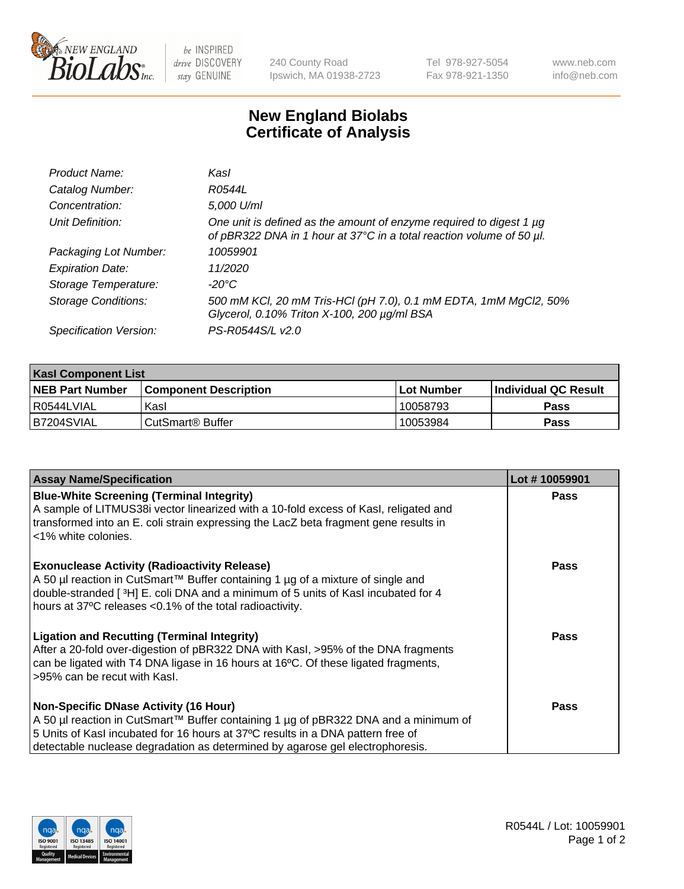be INSPIRED
drive DISCOVERY
stay GENUINE

240 County Road
Ipswich, MA 01938-2723

Tel 978-927-5054
Fax 978-921-1350

www.neb.com
info@neb.com

# New England Biolabs
# Certificate of Analysis

| | |
|---|---|
| *Product Name:* | *KasI* |
| *Catalog Number:* | *R0544L* |
| *Concentration:* | *5,000 U/ml* |
| *Unit Definition:* | *One unit is defined as the amount of enzyme required to digest 1 µg of pBR322 DNA in 1 hour at 37°C in a total reaction volume of 50 µl.* |
| *Packaging Lot Number:* | *10059901* |
| *Expiration Date:* | *11/2020* |
| *Storage Temperature:* | *-20°C* |
| *Storage Conditions:* | *500 mM KCl, 20 mM Tris-HCl (pH 7.0), 0.1 mM EDTA, 1mM MgCl2, 50% Glycerol, 0.10% Triton X-100, 200 µg/ml BSA* |
| *Specification Version:* | *PS-R0544S/L v2.0* |

| **KasI Component List** | | | |
|---|---|---|---|
| **NEB Part Number** | **Component Description** | **Lot Number** | **Individual QC Result** |
| R0544LVIAL | KasI | 10058793 | **Pass** |
| B7204SVIAL | CutSmart® Buffer | 10053984 | **Pass** |

| **Assay Name/Specification** | **Lot # 10059901** |
|---|---|
| **Blue-White Screening (Terminal Integrity)** A sample of LITMUS38i vector linearized with a 10-fold excess of KasI, religated and transformed into an E. coli strain expressing the LacZ beta fragment gene results in <1% white colonies. | **Pass** |
| **Exonuclease Activity (Radioactivity Release)** A 50 µl reaction in CutSmart™ Buffer containing 1 µg of a mixture of single and double-stranded [ $^3$H] E. coli DNA and a minimum of 5 units of KasI incubated for 4 hours at 37ºC releases <0.1% of the total radioactivity. | **Pass** |
| **Ligation and Recutting (Terminal Integrity)** After a 20-fold over-digestion of pBR322 DNA with KasI, >95% of the DNA fragments can be ligated with T4 DNA ligase in 16 hours at 16ºC. Of these ligated fragments, >95% can be recut with KasI. | **Pass** |
| **Non-Specific DNase Activity (16 Hour)** A 50 µl reaction in CutSmart™ Buffer containing 1 µg of pBR322 DNA and a minimum of 5 Units of KasI incubated for 16 hours at 37ºC results in a DNA pattern free of detectable nuclease degradation as determined by agarose gel electrophoresis. | **Pass** |

R0544L / Lot: 10059901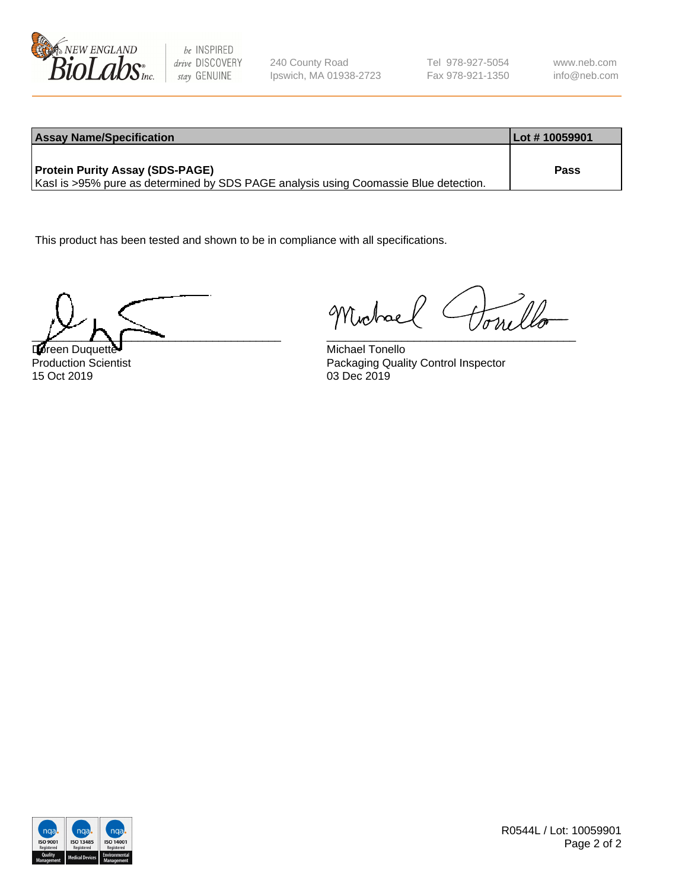| Assay Name/Specification | Lot # 10059901 |
| --- | --- |
| **Protein Purity Assay (SDS-PAGE)**<br>KasI is >95% pure as determined by SDS PAGE analysis using Coomassie Blue detection. | **Pass** |

This product has been tested and shown to be in compliance with all specifications.

Doreen Duquette
Production Scientist
15 Oct 2019

Michael Tonello
Packaging Quality Control Inspector
03 Dec 2019

R0544L / Lot: 10059901